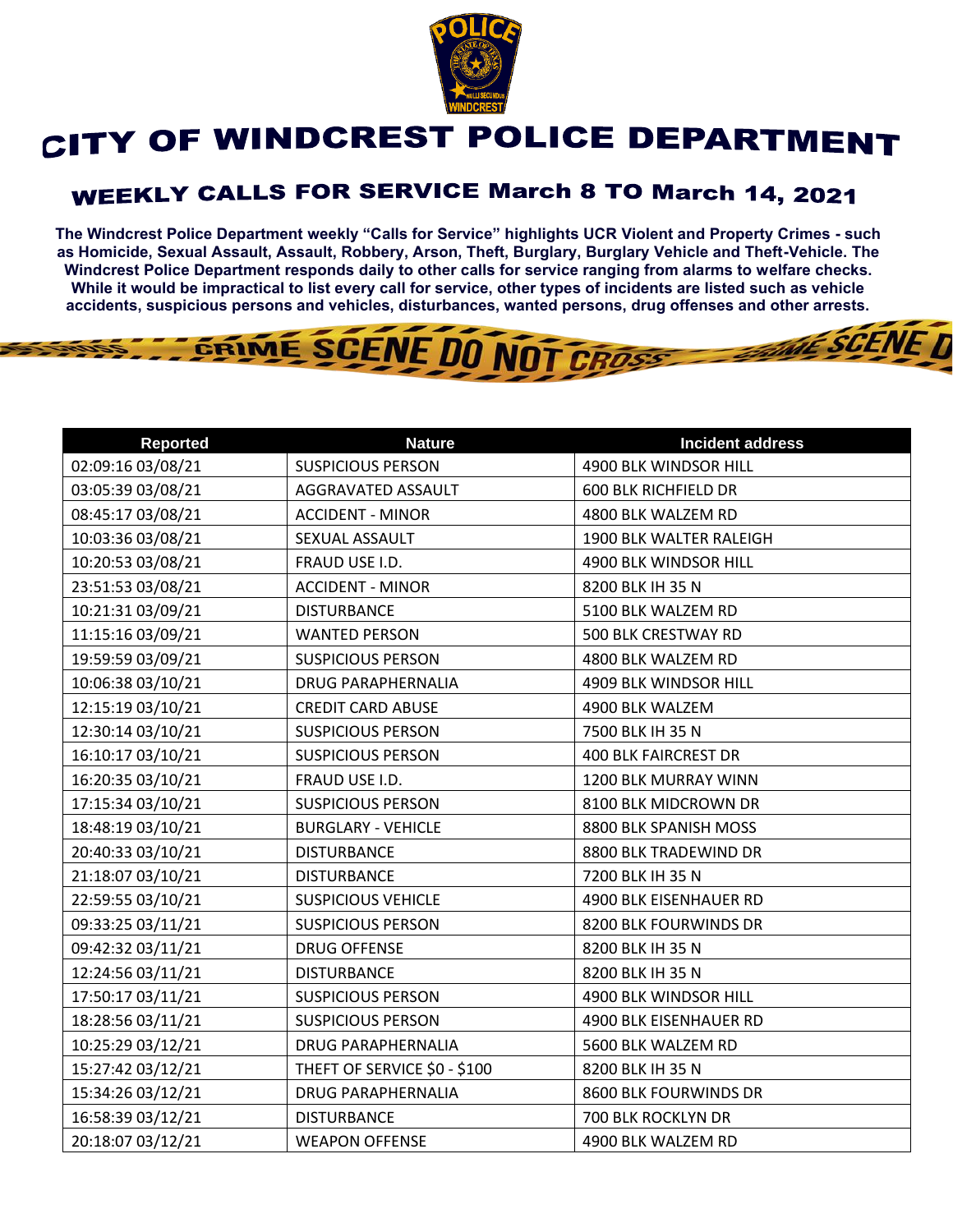# CITY OF WINDCREST POLICE DEPARTMENT

## WEEKLY CALLS FOR SERVICE March 8 TO March 14, 2021

**The Windcrest Police Department weekly "Calls for Service" highlights UCR Violent and Property Crimes - such as Homicide, Sexual Assault, Assault, Robbery, Arson, Theft, Burglary, Burglary Vehicle and Theft-Vehicle. The Windcrest Police Department responds daily to other calls for service ranging from alarms to welfare checks. While it would be impractical to list every call for service, other types of incidents are listed such as vehicle accidents, suspicious persons and vehicles, disturbances, wanted persons, drug offenses and other arrests.**

| Reported | Nature | Incident address |
|---|---|---|
| 02:09:16 03/08/21 | SUSPICIOUS PERSON | 4900 BLK WINDSOR HILL |
| 03:05:39 03/08/21 | AGGRAVATED ASSAULT | 600 BLK RICHFIELD DR |
| 08:45:17 03/08/21 | ACCIDENT - MINOR | 4800 BLK WALZEM RD |
| 10:03:36 03/08/21 | SEXUAL ASSAULT | 1900 BLK WALTER RALEIGH |
| 10:20:53 03/08/21 | FRAUD USE I.D. | 4900 BLK WINDSOR HILL |
| 23:51:53 03/08/21 | ACCIDENT - MINOR | 8200 BLK IH 35 N |
| 10:21:31 03/09/21 | DISTURBANCE | 5100 BLK WALZEM RD |
| 11:15:16 03/09/21 | WANTED PERSON | 500 BLK CRESTWAY RD |
| 19:59:59 03/09/21 | SUSPICIOUS PERSON | 4800 BLK WALZEM RD |
| 10:06:38 03/10/21 | DRUG PARAPHERNALIA | 4909 BLK WINDSOR HILL |
| 12:15:19 03/10/21 | CREDIT CARD ABUSE | 4900 BLK WALZEM |
| 12:30:14 03/10/21 | SUSPICIOUS PERSON | 7500 BLK IH 35 N |
| 16:10:17 03/10/21 | SUSPICIOUS PERSON | 400 BLK FAIRCREST DR |
| 16:20:35 03/10/21 | FRAUD USE I.D. | 1200 BLK MURRAY WINN |
| 17:15:34 03/10/21 | SUSPICIOUS PERSON | 8100 BLK MIDCROWN DR |
| 18:48:19 03/10/21 | BURGLARY - VEHICLE | 8800 BLK SPANISH MOSS |
| 20:40:33 03/10/21 | DISTURBANCE | 8800 BLK TRADEWIND DR |
| 21:18:07 03/10/21 | DISTURBANCE | 7200 BLK IH 35 N |
| 22:59:55 03/10/21 | SUSPICIOUS VEHICLE | 4900 BLK EISENHAUER RD |
| 09:33:25 03/11/21 | SUSPICIOUS PERSON | 8200 BLK FOURWINDS DR |
| 09:42:32 03/11/21 | DRUG OFFENSE | 8200 BLK IH 35 N |
| 12:24:56 03/11/21 | DISTURBANCE | 8200 BLK IH 35 N |
| 17:50:17 03/11/21 | SUSPICIOUS PERSON | 4900 BLK WINDSOR HILL |
| 18:28:56 03/11/21 | SUSPICIOUS PERSON | 4900 BLK EISENHAUER RD |
| 10:25:29 03/12/21 | DRUG PARAPHERNALIA | 5600 BLK WALZEM RD |
| 15:27:42 03/12/21 | THEFT OF SERVICE $0 - $100 | 8200 BLK IH 35 N |
| 15:34:26 03/12/21 | DRUG PARAPHERNALIA | 8600 BLK FOURWINDS DR |
| 16:58:39 03/12/21 | DISTURBANCE | 700 BLK ROCKLYN DR |
| 20:18:07 03/12/21 | WEAPON OFFENSE | 4900 BLK WALZEM RD |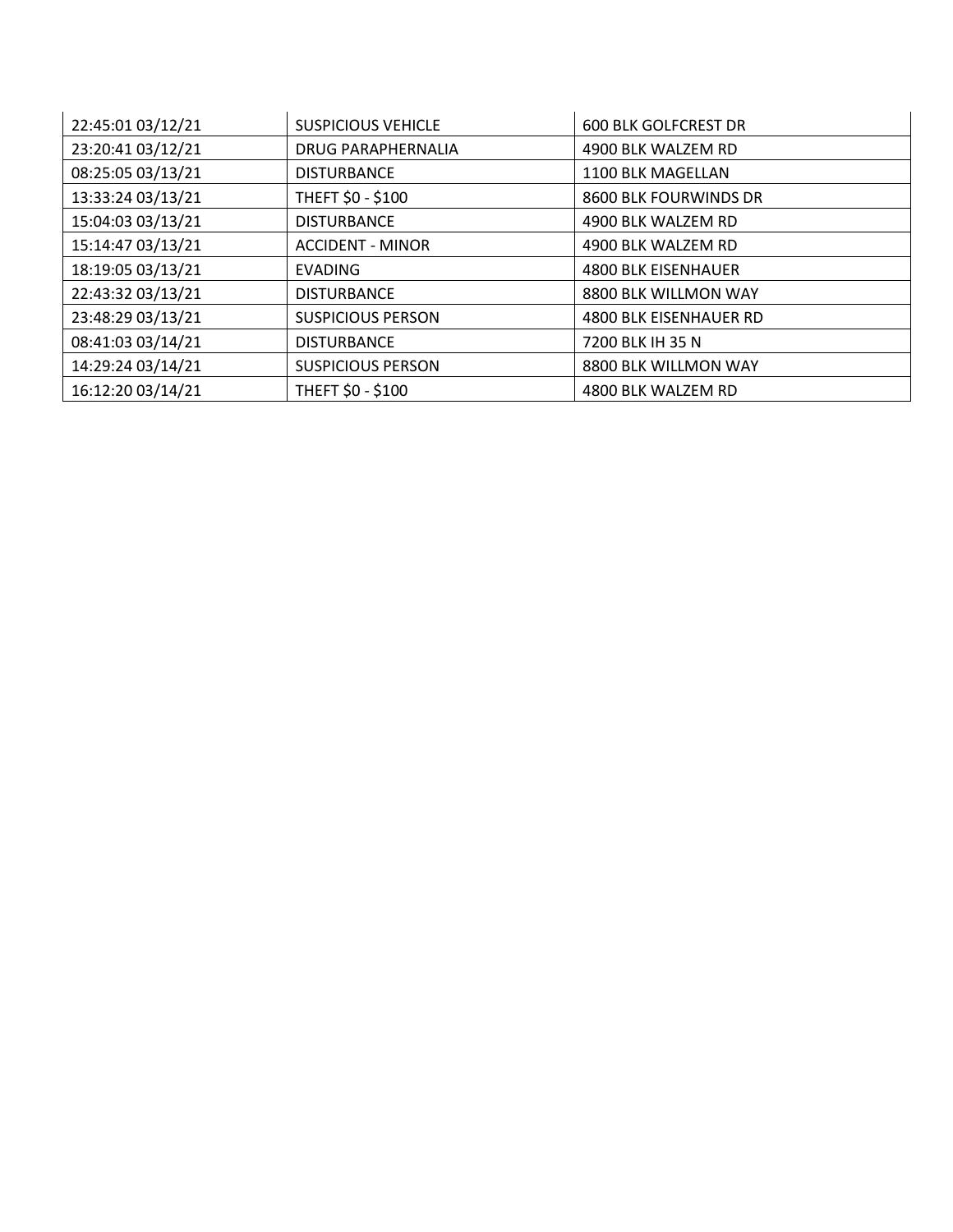| | | |
|---|---|---|
| 22:45:01 03/12/21 | SUSPICIOUS VEHICLE | 600 BLK GOLFCREST DR |
| 23:20:41 03/12/21 | DRUG PARAPHERNALIA | 4900 BLK WALZEM RD |
| 08:25:05 03/13/21 | DISTURBANCE | 1100 BLK MAGELLAN |
| 13:33:24 03/13/21 | THEFT $0 - $100 | 8600 BLK FOURWINDS DR |
| 15:04:03 03/13/21 | DISTURBANCE | 4900 BLK WALZEM RD |
| 15:14:47 03/13/21 | ACCIDENT - MINOR | 4900 BLK WALZEM RD |
| 18:19:05 03/13/21 | EVADING | 4800 BLK EISENHAUER |
| 22:43:32 03/13/21 | DISTURBANCE | 8800 BLK WILLMON WAY |
| 23:48:29 03/13/21 | SUSPICIOUS PERSON | 4800 BLK EISENHAUER RD |
| 08:41:03 03/14/21 | DISTURBANCE | 7200 BLK IH 35 N |
| 14:29:24 03/14/21 | SUSPICIOUS PERSON | 8800 BLK WILLMON WAY |
| 16:12:20 03/14/21 | THEFT $0 - $100 | 4800 BLK WALZEM RD |